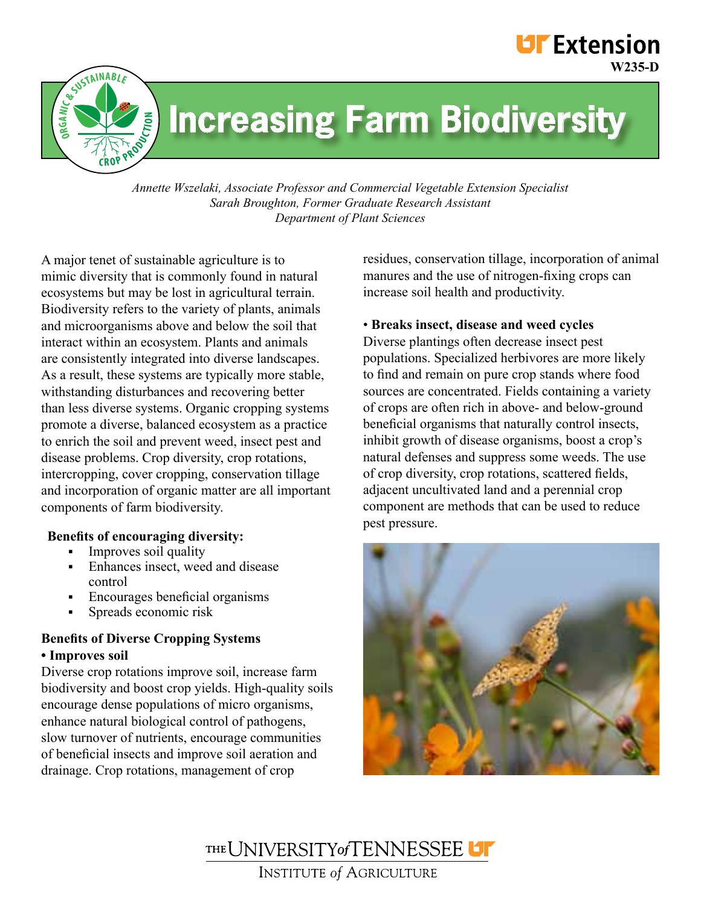W235-D

# Increasing Farm Biodiversity

*Annette Wszelaki, Associate Professor and Commercial Vegetable Extension Specialist*
*Sarah Broughton, Former Graduate Research Assistant*
*Department of Plant Sciences*

A major tenet of sustainable agriculture is to mimic diversity that is commonly found in natural ecosystems but may be lost in agricultural terrain. Biodiversity refers to the variety of plants, animals and microorganisms above and below the soil that interact within an ecosystem. Plants and animals are consistently integrated into diverse landscapes. As a result, these systems are typically more stable, withstanding disturbances and recovering better than less diverse systems. Organic cropping systems promote a diverse, balanced ecosystem as a practice to enrich the soil and prevent weed, insect pest and disease problems. Crop diversity, crop rotations, intercropping, cover cropping, conservation tillage and incorporation of organic matter are all important components of farm biodiversity.

**Benefits of encouraging diversity:**

- Improves soil quality
- Enhances insect, weed and disease control
- Encourages beneficial organisms
- Spreads economic risk

## Benefits of Diverse Cropping Systems

**• Improves soil**

Diverse crop rotations improve soil, increase farm biodiversity and boost crop yields. High-quality soils encourage dense populations of micro organisms, enhance natural biological control of pathogens, slow turnover of nutrients, encourage communities of beneficial insects and improve soil aeration and drainage. Crop rotations, management of crop residues, conservation tillage, incorporation of animal manures and the use of nitrogen-fixing crops can increase soil health and productivity.

**• Breaks insect, disease and weed cycles**

Diverse plantings often decrease insect pest populations. Specialized herbivores are more likely to find and remain on pure crop stands where food sources are concentrated. Fields containing a variety of crops are often rich in above- and below-ground beneficial organisms that naturally control insects, inhibit growth of disease organisms, boost a crop's natural defenses and suppress some weeds. The use of crop diversity, crop rotations, scattered fields, adjacent uncultivated land and a perennial crop component are methods that can be used to reduce pest pressure.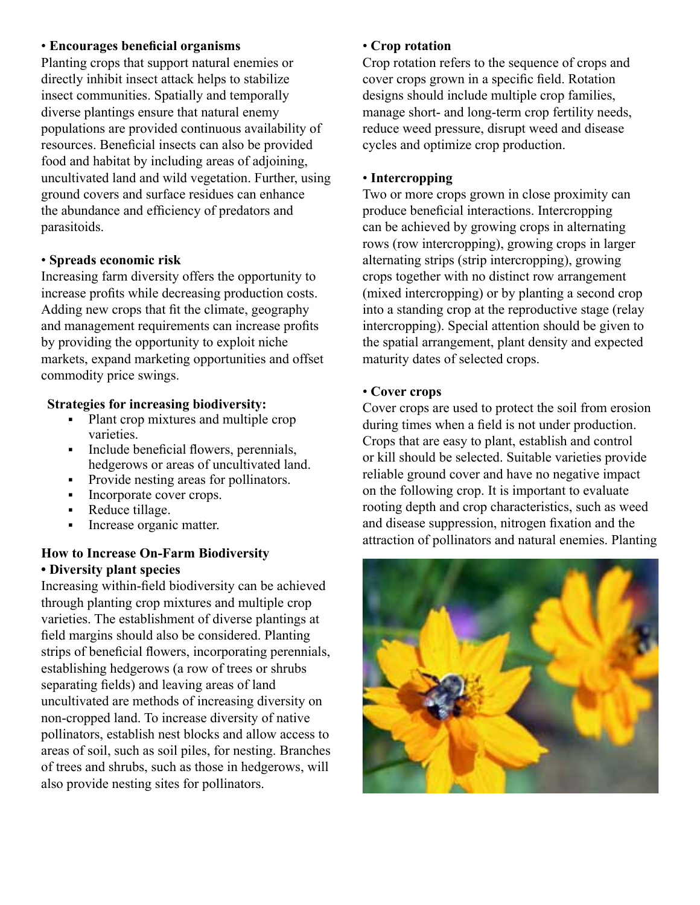**• Encourages beneficial organisms**

Planting crops that support natural enemies or directly inhibit insect attack helps to stabilize insect communities. Spatially and temporally diverse plantings ensure that natural enemy populations are provided continuous availability of resources. Beneficial insects can also be provided food and habitat by including areas of adjoining, uncultivated land and wild vegetation. Further, using ground covers and surface residues can enhance the abundance and efficiency of predators and parasitoids.

**• Spreads economic risk**

Increasing farm diversity offers the opportunity to increase profits while decreasing production costs. Adding new crops that fit the climate, geography and management requirements can increase profits by providing the opportunity to exploit niche markets, expand marketing opportunities and offset commodity price swings.

**Strategies for increasing biodiversity:**

- Plant crop mixtures and multiple crop varieties.
- Include beneficial flowers, perennials, hedgerows or areas of uncultivated land.
- Provide nesting areas for pollinators.
- Incorporate cover crops.
- Reduce tillage.
- Increase organic matter.

## How to Increase On-Farm Biodiversity

**• Diversity plant species**

Increasing within-field biodiversity can be achieved through planting crop mixtures and multiple crop varieties. The establishment of diverse plantings at field margins should also be considered. Planting strips of beneficial flowers, incorporating perennials, establishing hedgerows (a row of trees or shrubs separating fields) and leaving areas of land uncultivated are methods of increasing diversity on non-cropped land. To increase diversity of native pollinators, establish nest blocks and allow access to areas of soil, such as soil piles, for nesting. Branches of trees and shrubs, such as those in hedgerows, will also provide nesting sites for pollinators.

**• Crop rotation**

Crop rotation refers to the sequence of crops and cover crops grown in a specific field. Rotation designs should include multiple crop families, manage short- and long-term crop fertility needs, reduce weed pressure, disrupt weed and disease cycles and optimize crop production.

**• Intercropping**

Two or more crops grown in close proximity can produce beneficial interactions. Intercropping can be achieved by growing crops in alternating rows (row intercropping), growing crops in larger alternating strips (strip intercropping), growing crops together with no distinct row arrangement (mixed intercropping) or by planting a second crop into a standing crop at the reproductive stage (relay intercropping). Special attention should be given to the spatial arrangement, plant density and expected maturity dates of selected crops.

**• Cover crops**

Cover crops are used to protect the soil from erosion during times when a field is not under production. Crops that are easy to plant, establish and control or kill should be selected. Suitable varieties provide reliable ground cover and have no negative impact on the following crop. It is important to evaluate rooting depth and crop characteristics, such as weed and disease suppression, nitrogen fixation and the attraction of pollinators and natural enemies. Planting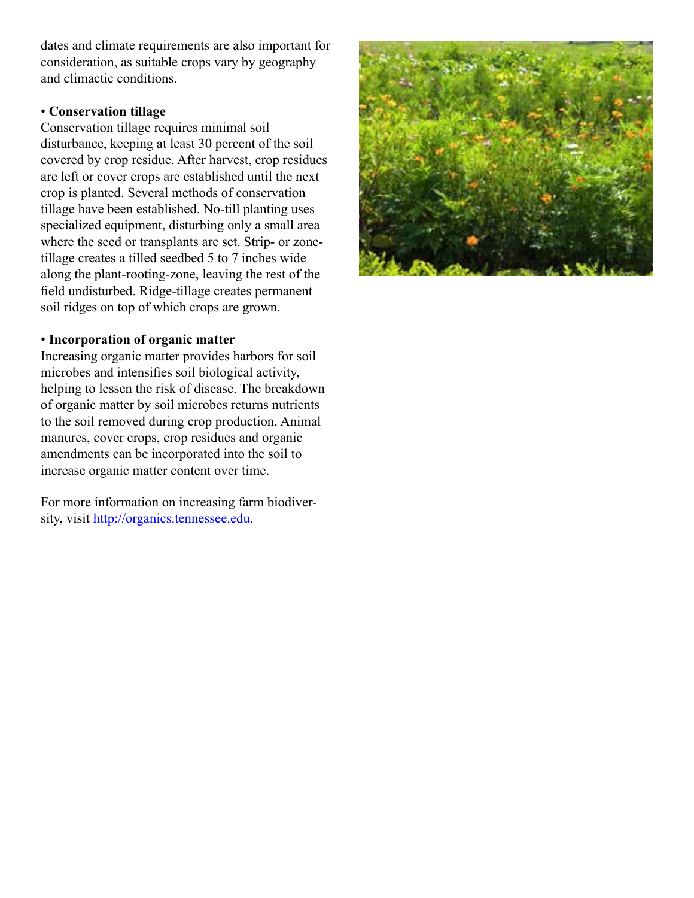dates and climate requirements are also important for consideration, as suitable crops vary by geography and climactic conditions.

• **Conservation tillage**

Conservation tillage requires minimal soil disturbance, keeping at least 30 percent of the soil covered by crop residue. After harvest, crop residues are left or cover crops are established until the next crop is planted. Several methods of conservation tillage have been established. No-till planting uses specialized equipment, disturbing only a small area where the seed or transplants are set. Strip- or zone-tillage creates a tilled seedbed 5 to 7 inches wide along the plant-rooting-zone, leaving the rest of the field undisturbed. Ridge-tillage creates permanent soil ridges on top of which crops are grown.

• **Incorporation of organic matter**

Increasing organic matter provides harbors for soil microbes and intensifies soil biological activity, helping to lessen the risk of disease. The breakdown of organic matter by soil microbes returns nutrients to the soil removed during crop production. Animal manures, cover crops, crop residues and organic amendments can be incorporated into the soil to increase organic matter content over time.

For more information on increasing farm biodiversity, visit http://organics.tennessee.edu.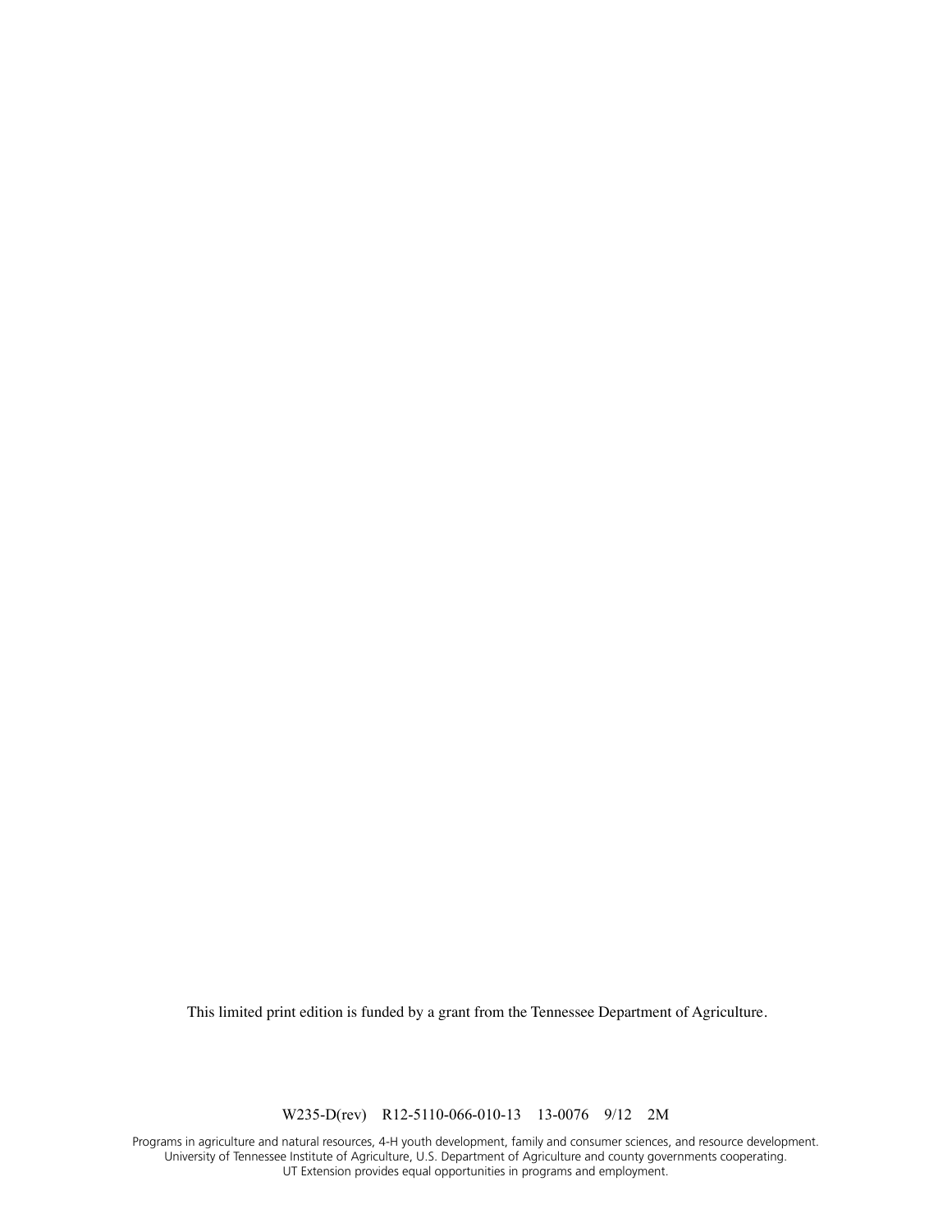This limited print edition is funded by a grant from the Tennessee Department of Agriculture.

W235-D(rev) R12-5110-066-010-13 13-0076 9/12 2M

Programs in agriculture and natural resources, 4-H youth development, family and consumer sciences, and resource development.
University of Tennessee Institute of Agriculture, U.S. Department of Agriculture and county governments cooperating.
UT Extension provides equal opportunities in programs and employment.